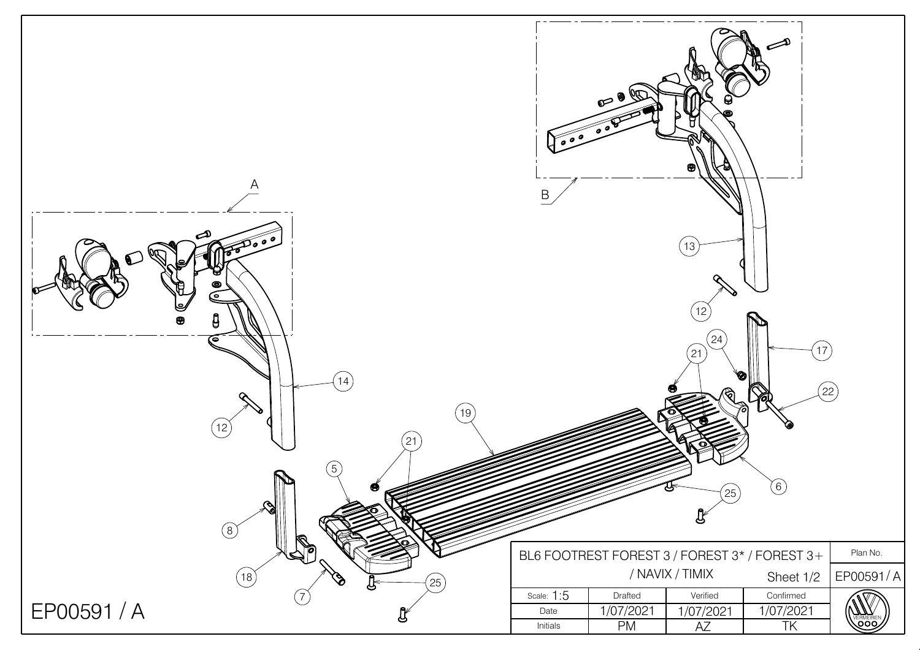A

B

13

12

14

12

24

21

17

22

19

21

5

6

25

8

18

7

25

| BL6 FOOTREST FOREST 3 / FOREST 3* / FOREST 3+ / NAVIX / TIMIX | | | Sheet 1/2 | Plan No. |
|---|---|---|---|---|
| | | | | EP00591 / A |
| Scale: 1:5 | Drafted | Verified | Confirmed | |
| Date | 1/07/2021 | 1/07/2021 | 1/07/2021 | |
| Initials | PM | AZ | TK | VERMEIREN |

EP00591 / A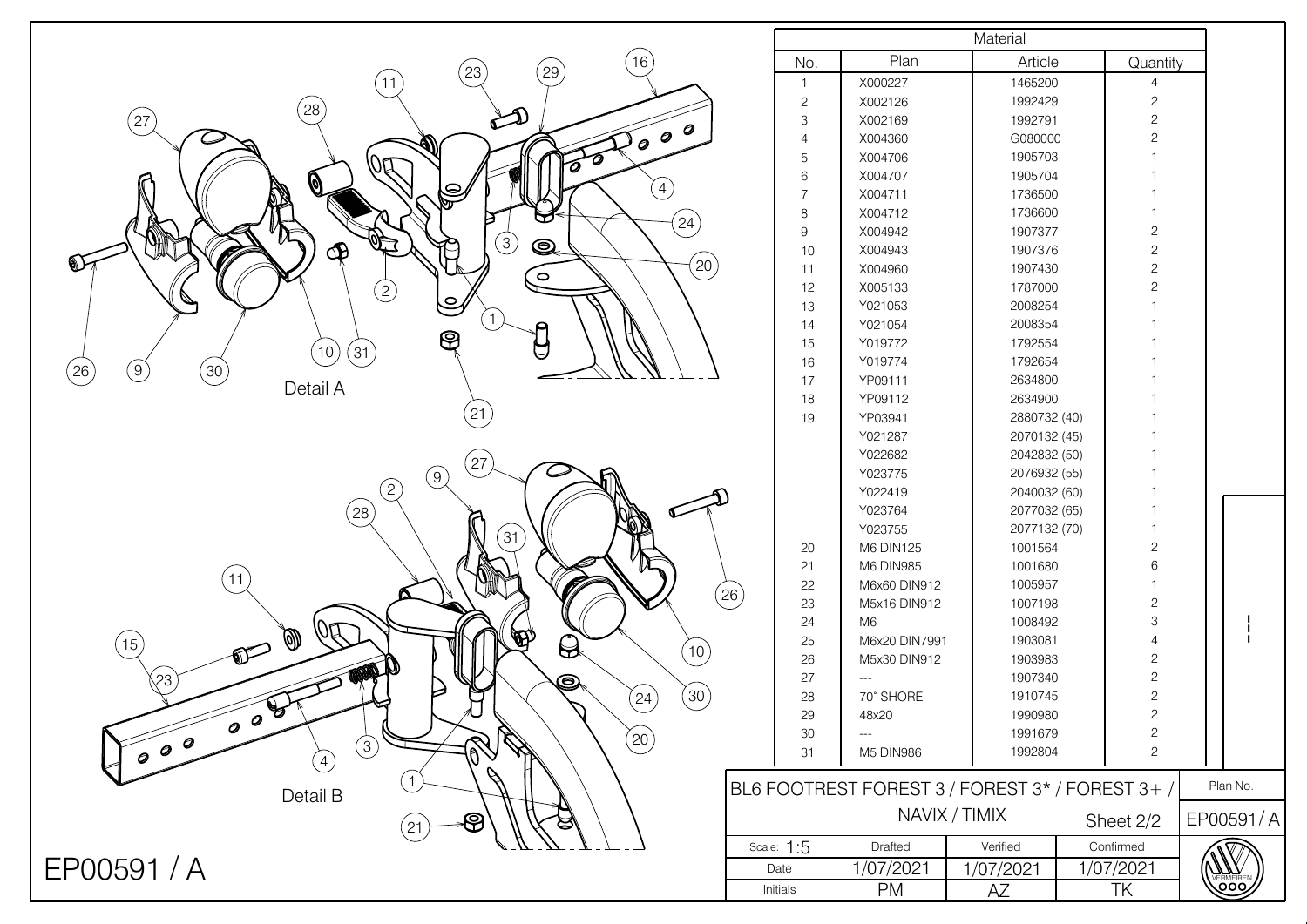Detail A

Detail B

| Material | | | |
|---|---|---|---|
| No. | Plan | Article | Quantity |
| 1 | X000227 | 1465200 | 4 |
| 2 | X002126 | 1992429 | 2 |
| 3 | X002169 | 1992791 | 2 |
| 4 | X004360 | G080000 | 2 |
| 5 | X004706 | 1905703 | 1 |
| 6 | X004707 | 1905704 | 1 |
| 7 | X004711 | 1736500 | 1 |
| 8 | X004712 | 1736600 | 1 |
| 9 | X004942 | 1907377 | 2 |
| 10 | X004943 | 1907376 | 2 |
| 11 | X004960 | 1907430 | 2 |
| 12 | X005133 | 1787000 | 2 |
| 13 | Y021053 | 2008254 | 1 |
| 14 | Y021054 | 2008354 | 1 |
| 15 | Y019772 | 1792554 | 1 |
| 16 | Y019774 | 1792654 | 1 |
| 17 | YP09111 | 2634800 | 1 |
| 18 | YP09112 | 2634900 | 1 |
| 19 | YP03941 | 2880732 (40) | 1 |
| | Y021287 | 2070132 (45) | 1 |
| | Y022682 | 2042832 (50) | 1 |
| | Y023775 | 2076932 (55) | 1 |
| | Y022419 | 2040032 (60) | 1 |
| | Y023764 | 2077032 (65) | 1 |
| | Y023755 | 2077132 (70) | 1 |
| 20 | M6 DIN125 | 1001564 | 2 |
| 21 | M6 DIN985 | 1001680 | 6 |
| 22 | M6x60 DIN912 | 1005957 | 1 |
| 23 | M5x16 DIN912 | 1007198 | 2 |
| 24 | M6 | 1008492 | 3 |
| 25 | M6x20 DIN7991 | 1903081 | 4 |
| 26 | M5x30 DIN912 | 1903983 | 2 |
| 27 | --- | 1907340 | 2 |
| 28 | 70° SHORE | 1910745 | 2 |
| 29 | 48x20 | 1990980 | 2 |
| 30 | --- | 1991679 | 2 |
| 31 | M5 DIN986 | 1992804 | 2 |

BL6 FOOTREST FOREST 3 / FOREST 3* / FOREST 3+ / NAVIX / TIMIX

Sheet 2/2

Plan No. EP00591/A

| Scale: 1:5 | Drafted | Verified | Confirmed |
|---|---|---|---|
| Date | 1/07/2021 | 1/07/2021 | 1/07/2021 |
| Initials | PM | AZ | TK |

VERMEIREN

EP00591 / A